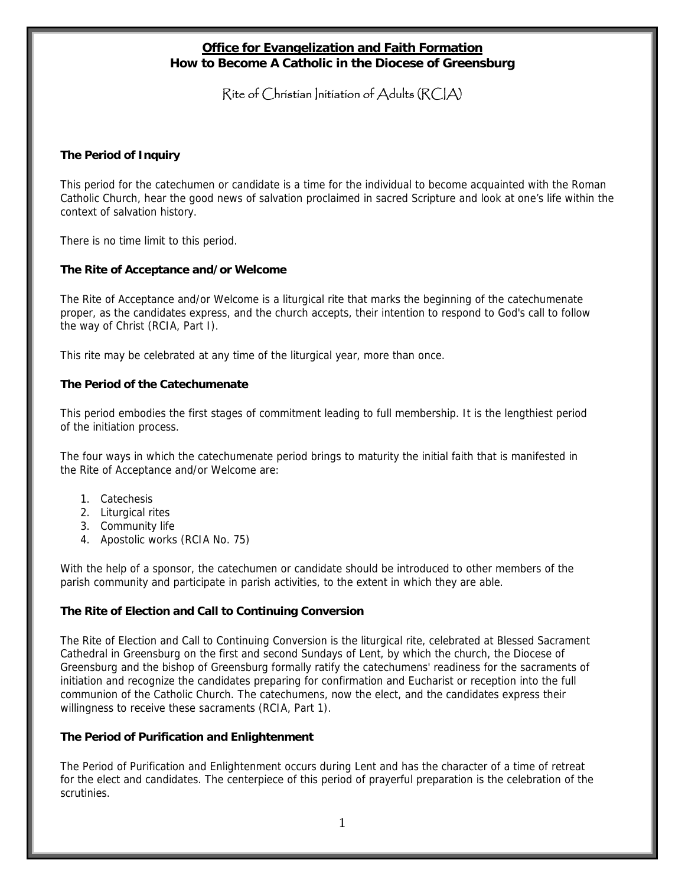# Office for Evangelization and Faith Formation
## How to Become A Catholic in the Diocese of Greensburg

Rite of Christian Initiation of Adults (RCIA)

### The Period of Inquiry

This period for the catechumen or candidate is a time for the individual to become acquainted with the Roman Catholic Church, hear the good news of salvation proclaimed in sacred Scripture and look at one's life within the context of salvation history.

There is no time limit to this period.

### The Rite of Acceptance and/or Welcome

The Rite of Acceptance and/or Welcome is a liturgical rite that marks the beginning of the catechumenate proper, as the candidates express, and the church accepts, their intention to respond to God's call to follow the way of Christ (RCIA, Part I).

This rite may be celebrated at any time of the liturgical year, more than once.

### The Period of the Catechumenate

This period embodies the first stages of commitment leading to full membership. It is the lengthiest period of the initiation process.

The four ways in which the catechumenate period brings to maturity the initial faith that is manifested in the Rite of Acceptance and/or Welcome are:

1. Catechesis
2. Liturgical rites
3. Community life
4. Apostolic works (RCIA No. 75)

With the help of a sponsor, the catechumen or candidate should be introduced to other members of the parish community and participate in parish activities, to the extent in which they are able.

### The Rite of Election and Call to Continuing Conversion

The Rite of Election and Call to Continuing Conversion is the liturgical rite, celebrated at Blessed Sacrament Cathedral in Greensburg on the first and second Sundays of Lent, by which the church, the Diocese of Greensburg and the bishop of Greensburg formally ratify the catechumens' readiness for the sacraments of initiation and recognize the candidates preparing for confirmation and Eucharist or reception into the full communion of the Catholic Church. The catechumens, now the elect, and the candidates express their willingness to receive these sacraments (RCIA, Part 1).

### The Period of Purification and Enlightenment

The Period of Purification and Enlightenment occurs during Lent and has the character of a time of retreat for the elect and candidates. The centerpiece of this period of prayerful preparation is the celebration of the scrutinies.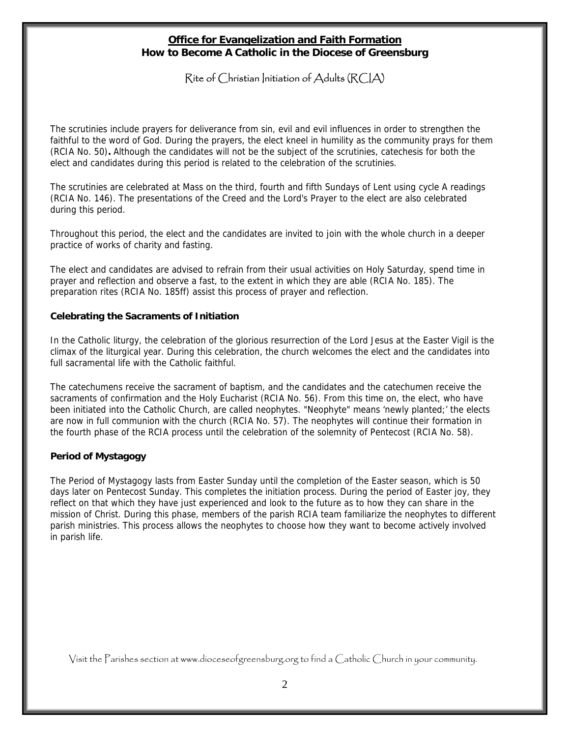**Office for Evangelization and Faith Formation**
**How to Become A Catholic in the Diocese of Greensburg**

Rite of Christian Initiation of Adults (RCIA)

The scrutinies include prayers for deliverance from sin, evil and evil influences in order to strengthen the faithful to the word of God. During the prayers, the elect kneel in humility as the community prays for them (RCIA No. 50)**.** Although the candidates will not be the subject of the scrutinies, catechesis for both the elect and candidates during this period is related to the celebration of the scrutinies.

The scrutinies are celebrated at Mass on the third, fourth and fifth Sundays of Lent using cycle A readings (RCIA No. 146). The presentations of the Creed and the Lord's Prayer to the elect are also celebrated during this period.

Throughout this period, the elect and the candidates are invited to join with the whole church in a deeper practice of works of charity and fasting.

The elect and candidates are advised to refrain from their usual activities on Holy Saturday, spend time in prayer and reflection and observe a fast, to the extent in which they are able (RCIA No. 185). The preparation rites (RCIA No. 185ff) assist this process of prayer and reflection.

**Celebrating the Sacraments of Initiation**

In the Catholic liturgy, the celebration of the glorious resurrection of the Lord Jesus at the Easter Vigil is the climax of the liturgical year. During this celebration, the church welcomes the elect and the candidates into full sacramental life with the Catholic faithful.

The catechumens receive the sacrament of baptism, and the candidates and the catechumen receive the sacraments of confirmation and the Holy Eucharist (RCIA No. 56). From this time on, the elect, who have been initiated into the Catholic Church, are called neophytes. "Neophyte" means 'newly planted;' the elects are now in full communion with the church (RCIA No. 57). The neophytes will continue their formation in the fourth phase of the RCIA process until the celebration of the solemnity of Pentecost (RCIA No. 58).

**Period of Mystagogy**

The Period of Mystagogy lasts from Easter Sunday until the completion of the Easter season, which is 50 days later on Pentecost Sunday. This completes the initiation process. During the period of Easter joy, they reflect on that which they have just experienced and look to the future as to how they can share in the mission of Christ. During this phase, members of the parish RCIA team familiarize the neophytes to different parish ministries. This process allows the neophytes to choose how they want to become actively involved in parish life.

Visit the Parishes section at www.dioceseofgreensburg.org to find a Catholic Church in your community.